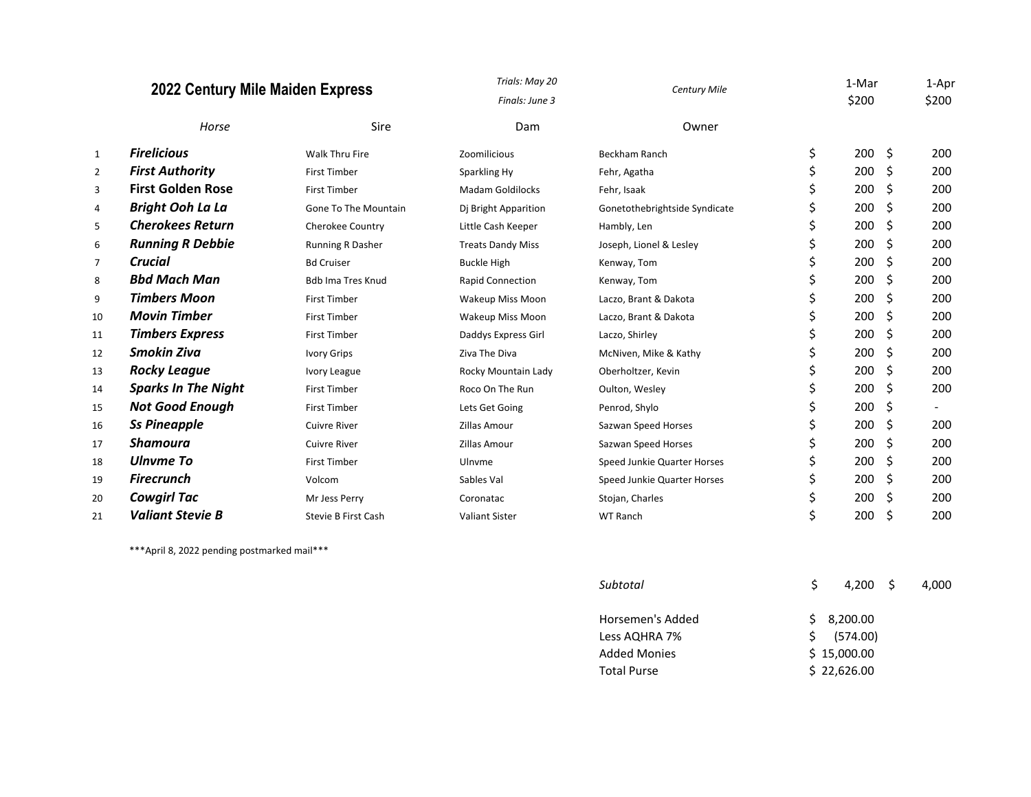## 2022 Century Mile Maiden Express

*Trials: May 20*
*Finals: June 3*

*Century Mile*

| | *Horse* | Sire | Dam | Owner | 1-Mar $200 | 1-Apr $200 |
|---|---|---|---|---|---|---|
| 1 | ***Firelicious*** | Walk Thru Fire | Zoomilicious | Beckham Ranch | $ 200 | $ 200 |
| 2 | ***First Authority*** | First Timber | Sparkling Hy | Fehr, Agatha | $ 200 | $ 200 |
| 3 | **First Golden Rose** | First Timber | Madam Goldilocks | Fehr, Isaak | $ 200 | $ 200 |
| 4 | ***Bright Ooh La La*** | Gone To The Mountain | Dj Bright Apparition | Gonetothebrightside Syndicate | $ 200 | $ 200 |
| 5 | ***Cherokees Return*** | Cherokee Country | Little Cash Keeper | Hambly, Len | $ 200 | $ 200 |
| 6 | ***Running R Debbie*** | Running R Dasher | Treats Dandy Miss | Joseph, Lionel & Lesley | $ 200 | $ 200 |
| 7 | ***Crucial*** | Bd Cruiser | Buckle High | Kenway, Tom | $ 200 | $ 200 |
| 8 | ***Bbd Mach Man*** | Bdb Ima Tres Knud | Rapid Connection | Kenway, Tom | $ 200 | $ 200 |
| 9 | ***Timbers Moon*** | First Timber | Wakeup Miss Moon | Laczo, Brant & Dakota | $ 200 | $ 200 |
| 10 | ***Movin Timber*** | First Timber | Wakeup Miss Moon | Laczo, Brant & Dakota | $ 200 | $ 200 |
| 11 | ***Timbers Express*** | First Timber | Daddys Express Girl | Laczo, Shirley | $ 200 | $ 200 |
| 12 | ***Smokin Ziva*** | Ivory Grips | Ziva The Diva | McNiven, Mike & Kathy | $ 200 | $ 200 |
| 13 | ***Rocky League*** | Ivory League | Rocky Mountain Lady | Oberholtzer, Kevin | $ 200 | $ 200 |
| 14 | ***Sparks In The Night*** | First Timber | Roco On The Run | Oulton, Wesley | $ 200 | $ 200 |
| 15 | ***Not Good Enough*** | First Timber | Lets Get Going | Penrod, Shylo | $ 200 | $ - |
| 16 | ***Ss Pineapple*** | Cuivre River | Zillas Amour | Sazwan Speed Horses | $ 200 | $ 200 |
| 17 | ***Shamoura*** | Cuivre River | Zillas Amour | Sazwan Speed Horses | $ 200 | $ 200 |
| 18 | ***Ulnvme To*** | First Timber | Ulnvme | Speed Junkie Quarter Horses | $ 200 | $ 200 |
| 19 | ***Firecrunch*** | Volcom | Sables Val | Speed Junkie Quarter Horses | $ 200 | $ 200 |
| 20 | ***Cowgirl Tac*** | Mr Jess Perry | Coronatac | Stojan, Charles | $ 200 | $ 200 |
| 21 | ***Valiant Stevie B*** | Stevie B First Cash | Valiant Sister | WT Ranch | $ 200 | $ 200 |

\*\*\*April 8, 2022 pending postmarked mail\*\*\*

| | | |
|---|---|---|
| *Subtotal* | $ 4,200 | $ 4,000 |
| Horsemen's Added | $ 8,200.00 | |
| Less AQHRA 7% | $ (574.00) | |
| Added Monies | $ 15,000.00 | |
| Total Purse | $ 22,626.00 | |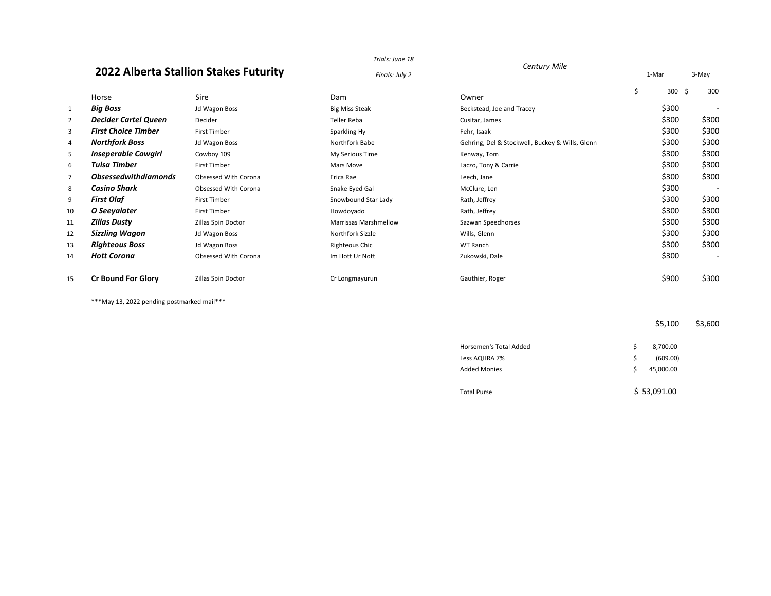# 2022 Alberta Stallion Stakes Futurity

*Trials: June 18*

*Finals: July 2*

*Century Mile*

| | Horse | Sire | Dam | Owner | 1-Mar | 3-May |
|---|---|---|---|---|---|---|
| | | | | | $ 300 | $ 300 |
| 1 | ***Big Boss*** | Jd Wagon Boss | Big Miss Steak | Beckstead, Joe and Tracey | $300 | - |
| 2 | ***Decider Cartel Queen*** | Decider | Teller Reba | Cusitar, James | $300 | $300 |
| 3 | ***First Choice Timber*** | First Timber | Sparkling Hy | Fehr, Isaak | $300 | $300 |
| 4 | ***Northfork Boss*** | Jd Wagon Boss | Northfork Babe | Gehring, Del & Stockwell, Buckey & Wills, Glenn | $300 | $300 |
| 5 | ***Inseperable Cowgirl*** | Cowboy 109 | My Serious Time | Kenway, Tom | $300 | $300 |
| 6 | ***Tulsa Timber*** | First Timber | Mars Move | Laczo, Tony & Carrie | $300 | $300 |
| 7 | ***Obsessedwithdiamonds*** | Obsessed With Corona | Erica Rae | Leech, Jane | $300 | $300 |
| 8 | ***Casino Shark*** | Obsessed With Corona | Snake Eyed Gal | McClure, Len | $300 | - |
| 9 | ***First Olaf*** | First Timber | Snowbound Star Lady | Rath, Jeffrey | $300 | $300 |
| 10 | ***O Seeyalater*** | First Timber | Howdoyado | Rath, Jeffrey | $300 | $300 |
| 11 | ***Zillas Dusty*** | Zillas Spin Doctor | Marrissas Marshmellow | Sazwan Speedhorses | $300 | $300 |
| 12 | ***Sizzling Wagon*** | Jd Wagon Boss | Northfork Sizzle | Wills, Glenn | $300 | $300 |
| 13 | ***Righteous Boss*** | Jd Wagon Boss | Righteous Chic | WT Ranch | $300 | $300 |
| 14 | ***Hott Corona*** | Obsessed With Corona | Im Hott Ur Nott | Zukowski, Dale | $300 | - |
| 15 | **Cr Bound For Glory** | Zillas Spin Doctor | Cr Longmayurun | Gauthier, Roger | $900 | $300 |
| | | | | | $5,100 | $3,600 |

***May 13, 2022 pending postmarked mail***

| | |
|---|---|
| Horsemen's Total Added | $ 8,700.00 |
| Less AQHRA 7% | $ (609.00) |
| Added Monies | $ 45,000.00 |
| Total Purse | $ 53,091.00 |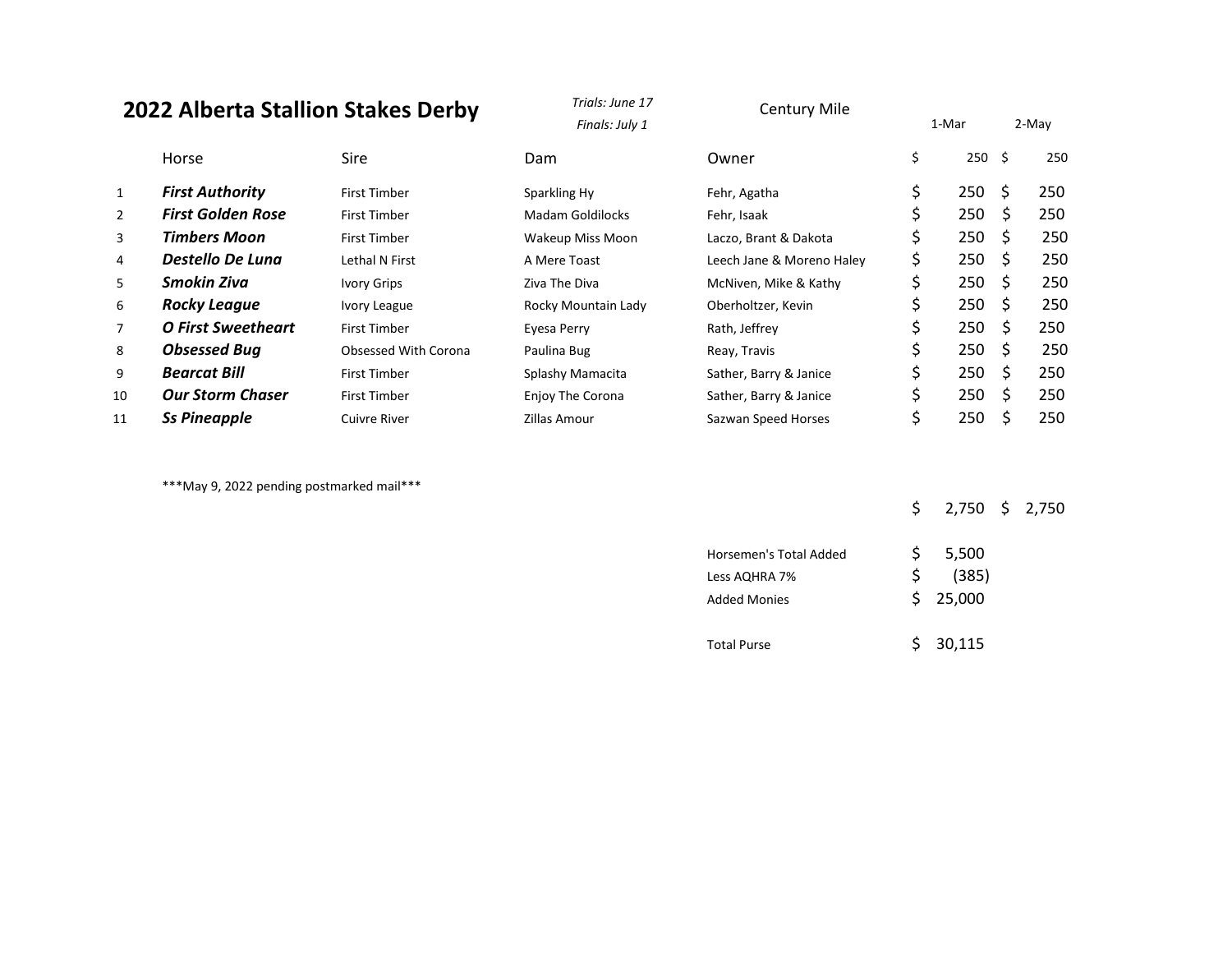# 2022 Alberta Stallion Stakes Derby

*Trials: June 17*
*Finals: July 1*

Century Mile

| | Horse | Sire | Dam | Owner | 1-Mar | 2-May |
|---|---|---|---|---|---|---|
| | | | | | $ 250 | $ 250 |
| 1 | ***First Authority*** | First Timber | Sparkling Hy | Fehr, Agatha | $ 250 | $ 250 |
| 2 | ***First Golden Rose*** | First Timber | Madam Goldilocks | Fehr, Isaak | $ 250 | $ 250 |
| 3 | ***Timbers Moon*** | First Timber | Wakeup Miss Moon | Laczo, Brant & Dakota | $ 250 | $ 250 |
| 4 | ***Destello De Luna*** | Lethal N First | A Mere Toast | Leech Jane & Moreno Haley | $ 250 | $ 250 |
| 5 | ***Smokin Ziva*** | Ivory Grips | Ziva The Diva | McNiven, Mike & Kathy | $ 250 | $ 250 |
| 6 | ***Rocky League*** | Ivory League | Rocky Mountain Lady | Oberholtzer, Kevin | $ 250 | $ 250 |
| 7 | ***O First Sweetheart*** | First Timber | Eyesa Perry | Rath, Jeffrey | $ 250 | $ 250 |
| 8 | ***Obsessed Bug*** | Obsessed With Corona | Paulina Bug | Reay, Travis | $ 250 | $ 250 |
| 9 | ***Bearcat Bill*** | First Timber | Splashy Mamacita | Sather, Barry & Janice | $ 250 | $ 250 |
| 10 | ***Our Storm Chaser*** | First Timber | Enjoy The Corona | Sather, Barry & Janice | $ 250 | $ 250 |
| 11 | ***Ss Pineapple*** | Cuivre River | Zillas Amour | Sazwan Speed Horses | $ 250 | $ 250 |
| | | | | | $ 2,750 | $ 2,750 |

***May 9, 2022 pending postmarked mail***

| | |
|---|---|
| Horsemen's Total Added | $ 5,500 |
| Less AQHRA 7% | $ (385) |
| Added Monies | $ 25,000 |
| Total Purse | $ 30,115 |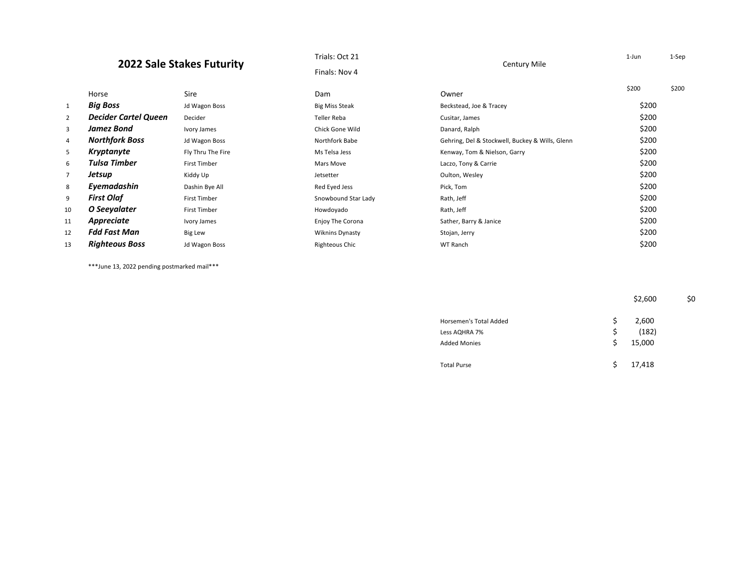## 2022 Sale Stakes Futurity

Trials: Oct 21

Finals: Nov 4

Century Mile

| | Horse | Sire | Dam | Owner | 1-Jun<br>$200 | 1-Sep<br>$200 |
|---|---|---|---|---|---|---|
| 1 | ***Big Boss*** | Jd Wagon Boss | Big Miss Steak | Beckstead, Joe & Tracey | $200 | |
| 2 | ***Decider Cartel Queen*** | Decider | Teller Reba | Cusitar, James | $200 | |
| 3 | ***Jamez Bond*** | Ivory James | Chick Gone Wild | Danard, Ralph | $200 | |
| 4 | ***Northfork Boss*** | Jd Wagon Boss | Northfork Babe | Gehring, Del & Stockwell, Buckey & Wills, Glenn | $200 | |
| 5 | ***Kryptanyte*** | Fly Thru The Fire | Ms Telsa Jess | Kenway, Tom & Nielson, Garry | $200 | |
| 6 | ***Tulsa Timber*** | First Timber | Mars Move | Laczo, Tony & Carrie | $200 | |
| 7 | ***Jetsup*** | Kiddy Up | Jetsetter | Oulton, Wesley | $200 | |
| 8 | ***Eyemadashin*** | Dashin Bye All | Red Eyed Jess | Pick, Tom | $200 | |
| 9 | ***First Olaf*** | First Timber | Snowbound Star Lady | Rath, Jeff | $200 | |
| 10 | ***O Seeyalater*** | First Timber | Howdoyado | Rath, Jeff | $200 | |
| 11 | ***Appreciate*** | Ivory James | Enjoy The Corona | Sather, Barry & Janice | $200 | |
| 12 | ***Fdd Fast Man*** | Big Lew | Wiknins Dynasty | Stojan, Jerry | $200 | |
| 13 | ***Righteous Boss*** | Jd Wagon Boss | Righteous Chic | WT Ranch | $200 | |
| | | | | | $2,600 | $0 |

***June 13, 2022 pending postmarked mail***

| | |
|---|---|
| Horsemen's Total Added | $ 2,600 |
| Less AQHRA 7% | $ (182) |
| Added Monies | $ 15,000 |
| Total Purse | $ 17,418 |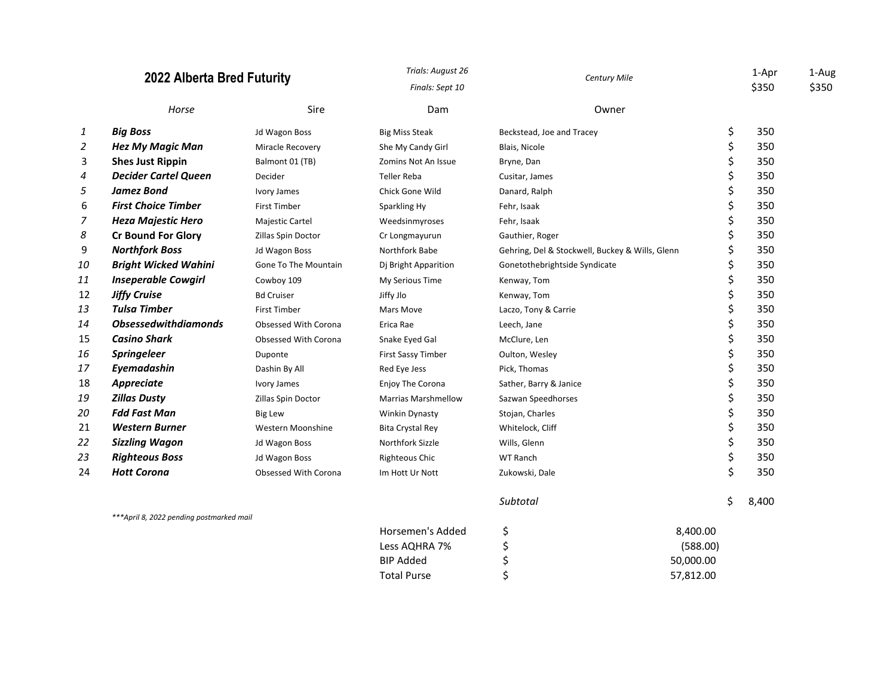## 2022 Alberta Bred Futurity

*Trials: August 26*

*Finals: Sept 10*

*Century Mile*

| | Horse | Sire | Dam | Owner | 1-Apr $350 | 1-Aug $350 |
|---|---|---|---|---|---|---|
| 1 | ***Big Boss*** | Jd Wagon Boss | Big Miss Steak | Beckstead, Joe and Tracey | $ 350 | |
| 2 | ***Hez My Magic Man*** | Miracle Recovery | She My Candy Girl | Blais, Nicole | $ 350 | |
| 3 | **Shes Just Rippin** | Balmont 01 (TB) | Zomins Not An Issue | Bryne, Dan | $ 350 | |
| 4 | ***Decider Cartel Queen*** | Decider | Teller Reba | Cusitar, James | $ 350 | |
| 5 | ***Jamez Bond*** | Ivory James | Chick Gone Wild | Danard, Ralph | $ 350 | |
| 6 | ***First Choice Timber*** | First Timber | Sparkling Hy | Fehr, Isaak | $ 350 | |
| 7 | ***Heza Majestic Hero*** | Majestic Cartel | Weedsinmyroses | Fehr, Isaak | $ 350 | |
| 8 | **Cr Bound For Glory** | Zillas Spin Doctor | Cr Longmayurun | Gauthier, Roger | $ 350 | |
| 9 | ***Northfork Boss*** | Jd Wagon Boss | Northfork Babe | Gehring, Del & Stockwell, Buckey & Wills, Glenn | $ 350 | |
| 10 | ***Bright Wicked Wahini*** | Gone To The Mountain | Dj Bright Apparition | Gonetothebrightside Syndicate | $ 350 | |
| 11 | ***Inseperable Cowgirl*** | Cowboy 109 | My Serious Time | Kenway, Tom | $ 350 | |
| 12 | ***Jiffy Cruise*** | Bd Cruiser | Jiffy Jlo | Kenway, Tom | $ 350 | |
| 13 | ***Tulsa Timber*** | First Timber | Mars Move | Laczo, Tony & Carrie | $ 350 | |
| 14 | ***Obsessedwithdiamonds*** | Obsessed With Corona | Erica Rae | Leech, Jane | $ 350 | |
| 15 | ***Casino Shark*** | Obsessed With Corona | Snake Eyed Gal | McClure, Len | $ 350 | |
| 16 | ***Springeleer*** | Duponte | First Sassy Timber | Oulton, Wesley | $ 350 | |
| 17 | ***Eyemadashin*** | Dashin By All | Red Eye Jess | Pick, Thomas | $ 350 | |
| 18 | ***Appreciate*** | Ivory James | Enjoy The Corona | Sather, Barry & Janice | $ 350 | |
| 19 | ***Zillas Dusty*** | Zillas Spin Doctor | Marrias Marshmellow | Sazwan Speedhorses | $ 350 | |
| 20 | ***Fdd Fast Man*** | Big Lew | Winkin Dynasty | Stojan, Charles | $ 350 | |
| 21 | ***Western Burner*** | Western Moonshine | Bita Crystal Rey | Whitelock, Cliff | $ 350 | |
| 22 | ***Sizzling Wagon*** | Jd Wagon Boss | Northfork Sizzle | Wills, Glenn | $ 350 | |
| 23 | ***Righteous Boss*** | Jd Wagon Boss | Righteous Chic | WT Ranch | $ 350 | |
| 24 | ***Hott Corona*** | Obsessed With Corona | Im Hott Ur Nott | Zukowski, Dale | $ 350 | |
| | | | | *Subtotal* | $ 8,400 | |

****April 8, 2022 pending postmarked mail*

| | | |
|---|---|---|
| Horsemen's Added | $ | 8,400.00 |
| Less AQHRA 7% | $ | (588.00) |
| BIP Added | $ | 50,000.00 |
| Total Purse | $ | 57,812.00 |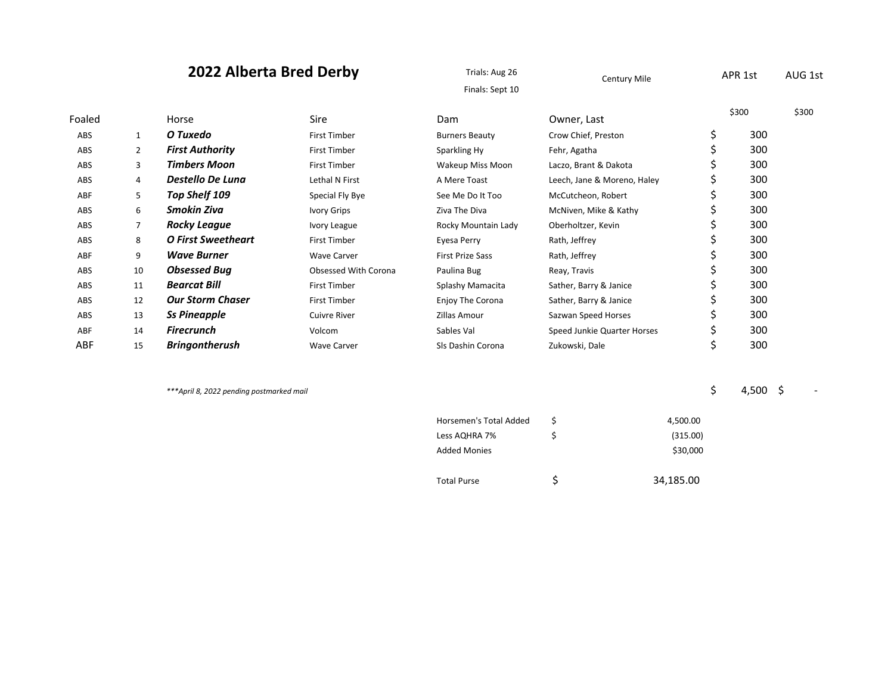# 2022 Alberta Bred Derby

Trials: Aug 26
Finals: Sept 10

Century Mile

| Foaled | | Horse | Sire | Dam | Owner, Last | APR 1st $300 | AUG 1st $300 |
|---|---|---|---|---|---|---|---|
| ABS | 1 | ***O Tuxedo*** | First Timber | Burners Beauty | Crow Chief, Preston | $ 300 | |
| ABS | 2 | ***First Authority*** | First Timber | Sparkling Hy | Fehr, Agatha | $ 300 | |
| ABS | 3 | ***Timbers Moon*** | First Timber | Wakeup Miss Moon | Laczo, Brant & Dakota | $ 300 | |
| ABS | 4 | ***Destello De Luna*** | Lethal N First | A Mere Toast | Leech, Jane & Moreno, Haley | $ 300 | |
| ABF | 5 | ***Top Shelf 109*** | Special Fly Bye | See Me Do It Too | McCutcheon, Robert | $ 300 | |
| ABS | 6 | ***Smokin Ziva*** | Ivory Grips | Ziva The Diva | McNiven, Mike & Kathy | $ 300 | |
| ABS | 7 | ***Rocky League*** | Ivory League | Rocky Mountain Lady | Oberholtzer, Kevin | $ 300 | |
| ABS | 8 | ***O First Sweetheart*** | First Timber | Eyesa Perry | Rath, Jeffrey | $ 300 | |
| ABF | 9 | ***Wave Burner*** | Wave Carver | First Prize Sass | Rath, Jeffrey | $ 300 | |
| ABS | 10 | ***Obsessed Bug*** | Obsessed With Corona | Paulina Bug | Reay, Travis | $ 300 | |
| ABS | 11 | ***Bearcat Bill*** | First Timber | Splashy Mamacita | Sather, Barry & Janice | $ 300 | |
| ABS | 12 | ***Our Storm Chaser*** | First Timber | Enjoy The Corona | Sather, Barry & Janice | $ 300 | |
| ABS | 13 | ***Ss Pineapple*** | Cuivre River | Zillas Amour | Sazwan Speed Horses | $ 300 | |
| ABF | 14 | ***Firecrunch*** | Volcom | Sables Val | Speed Junkie Quarter Horses | $ 300 | |
| ABF | 15 | ***Bringontherush*** | Wave Carver | Sls Dashin Corona | Zukowski, Dale | $ 300 | |
| | | *\*\*\*April 8, 2022 pending postmarked mail* | | | | $ 4,500 | $ - |

| | | |
|---|---|---|
| Horsemen's Total Added | $ | 4,500.00 |
| Less AQHRA 7% | $ | (315.00) |
| Added Monies | | $30,000 |
| Total Purse | $ | 34,185.00 |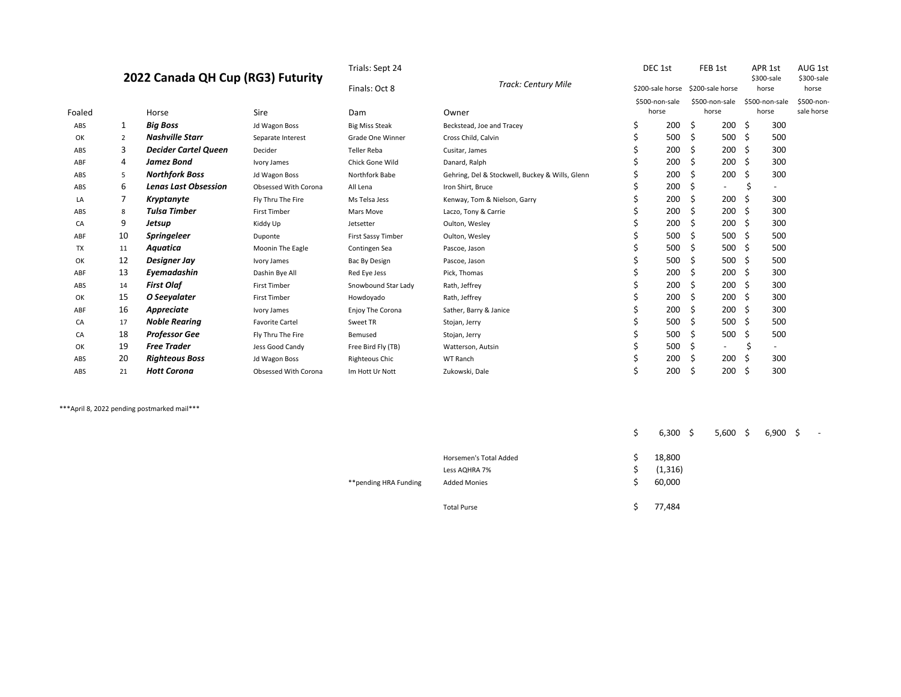# 2022 Canada QH Cup (RG3) Futurity

Trials: Sept 24

Finals: Oct 8

*Track: Century Mile*

| Foaled | | Horse | Sire | Dam | Owner | DEC 1st<br>$200-sale horse<br>$500-non-sale horse | FEB 1st<br>$200-sale horse<br>$500-non-sale horse | APR 1st<br>$300-sale horse<br>$500-non-sale horse | AUG 1st<br>$300-sale horse<br>$500-non-sale horse |
|---|---|---|---|---|---|---|---|---|---|
| ABS | 1 | ***Big Boss*** | Jd Wagon Boss | Big Miss Steak | Beckstead, Joe and Tracey | $ 200 | $ 200 | $ 300 | |
| OK | 2 | ***Nashville Starr*** | Separate Interest | Grade One Winner | Cross Child, Calvin | $ 500 | $ 500 | $ 500 | |
| ABS | 3 | ***Decider Cartel Queen*** | Decider | Teller Reba | Cusitar, James | $ 200 | $ 200 | $ 300 | |
| ABF | 4 | ***Jamez Bond*** | Ivory James | Chick Gone Wild | Danard, Ralph | $ 200 | $ 200 | $ 300 | |
| ABS | 5 | ***Northfork Boss*** | Jd Wagon Boss | Northfork Babe | Gehring, Del & Stockwell, Buckey & Wills, Glenn | $ 200 | $ 200 | $ 300 | |
| ABS | 6 | ***Lenas Last Obsession*** | Obsessed With Corona | All Lena | Iron Shirt, Bruce | $ 200 | $ - | $ - | |
| LA | 7 | ***Kryptanyte*** | Fly Thru The Fire | Ms Telsa Jess | Kenway, Tom & Nielson, Garry | $ 200 | $ 200 | $ 300 | |
| ABS | 8 | ***Tulsa Timber*** | First Timber | Mars Move | Laczo, Tony & Carrie | $ 200 | $ 200 | $ 300 | |
| CA | 9 | ***Jetsup*** | Kiddy Up | Jetsetter | Oulton, Wesley | $ 200 | $ 200 | $ 300 | |
| ABF | 10 | ***Springeleer*** | Duponte | First Sassy Timber | Oulton, Wesley | $ 500 | $ 500 | $ 500 | |
| TX | 11 | ***Aquatica*** | Moonin The Eagle | Contingen Sea | Pascoe, Jason | $ 500 | $ 500 | $ 500 | |
| OK | 12 | ***Designer Jay*** | Ivory James | Bac By Design | Pascoe, Jason | $ 500 | $ 500 | $ 500 | |
| ABF | 13 | ***Eyemadashin*** | Dashin Bye All | Red Eye Jess | Pick, Thomas | $ 200 | $ 200 | $ 300 | |
| ABS | 14 | ***First Olaf*** | First Timber | Snowbound Star Lady | Rath, Jeffrey | $ 200 | $ 200 | $ 300 | |
| OK | 15 | ***O Seeyalater*** | First Timber | Howdoyado | Rath, Jeffrey | $ 200 | $ 200 | $ 300 | |
| ABF | 16 | ***Appreciate*** | Ivory James | Enjoy The Corona | Sather, Barry & Janice | $ 200 | $ 200 | $ 300 | |
| CA | 17 | ***Noble Rearing*** | Favorite Cartel | Sweet TR | Stojan, Jerry | $ 500 | $ 500 | $ 500 | |
| CA | 18 | ***Professor Gee*** | Fly Thru The Fire | Bemused | Stojan, Jerry | $ 500 | $ 500 | $ 500 | |
| OK | 19 | ***Free Trader*** | Jess Good Candy | Free Bird Fly (TB) | Watterson, Autsin | $ 500 | $ - | $ - | |
| ABS | 20 | ***Righteous Boss*** | Jd Wagon Boss | Righteous Chic | WT Ranch | $ 200 | $ 200 | $ 300 | |
| ABS | 21 | ***Hott Corona*** | Obsessed With Corona | Im Hott Ur Nott | Zukowski, Dale | $ 200 | $ 200 | $ 300 | |
| | | | | | | $ 6,300 | $ 5,600 | $ 6,900 | $ - |

***April 8, 2022 pending postmarked mail***

| | | |
|---|---|---|
| | Horsemen's Total Added | $ 18,800 |
| | Less AQHRA 7% | $ (1,316) |
| **pending HRA Funding | Added Monies | $ 60,000 |
| | Total Purse | $ 77,484 |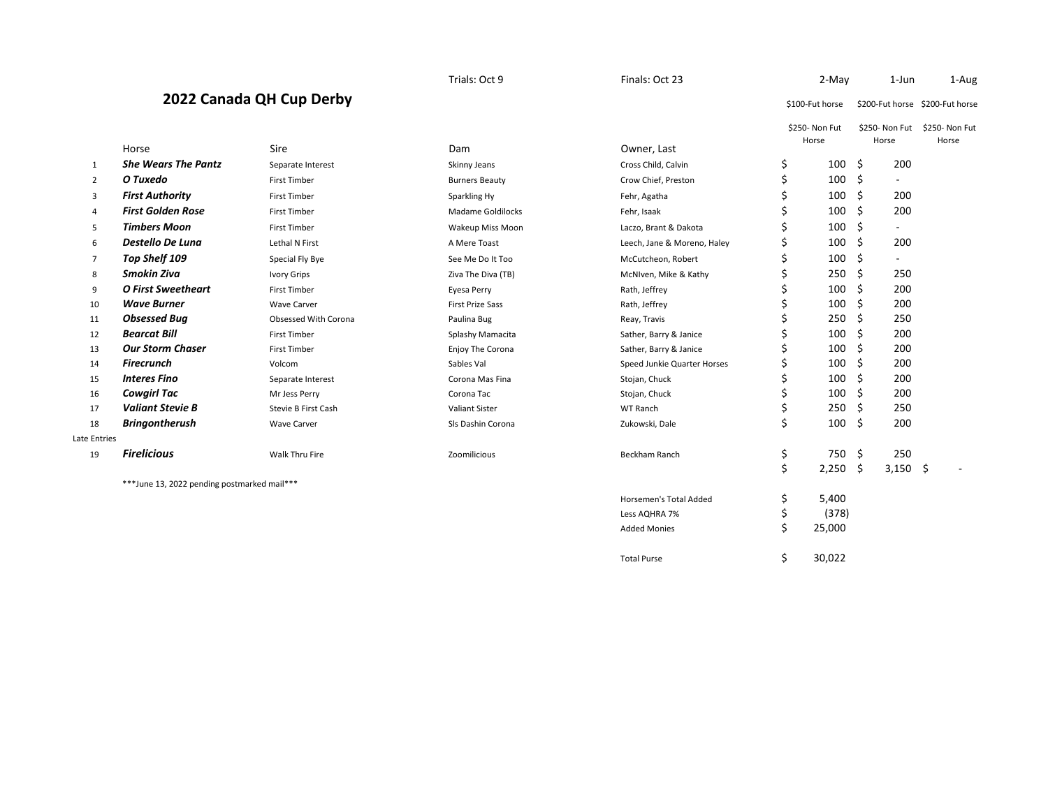## 2022 Canada QH Cup Derby

Trials: Oct 9

Finals: Oct 23

| | Horse | Sire | Dam | Owner, Last | 2-May<br>$100-Fut horse<br>$250- Non Fut Horse | 1-Jun<br>$200-Fut horse<br>$250- Non Fut Horse | 1-Aug<br>$200-Fut horse<br>$250- Non Fut Horse |
|---|---|---|---|---|---|---|---|
| 1 | ***She Wears The Pantz*** | Separate Interest | Skinny Jeans | Cross Child, Calvin | $ 100 | $ 200 | |
| 2 | ***O Tuxedo*** | First Timber | Burners Beauty | Crow Chief, Preston | $ 100 | $ - | |
| 3 | ***First Authority*** | First Timber | Sparkling Hy | Fehr, Agatha | $ 100 | $ 200 | |
| 4 | ***First Golden Rose*** | First Timber | Madame Goldilocks | Fehr, Isaak | $ 100 | $ 200 | |
| 5 | ***Timbers Moon*** | First Timber | Wakeup Miss Moon | Laczo, Brant & Dakota | $ 100 | $ - | |
| 6 | ***Destello De Luna*** | Lethal N First | A Mere Toast | Leech, Jane & Moreno, Haley | $ 100 | $ 200 | |
| 7 | ***Top Shelf 109*** | Special Fly Bye | See Me Do It Too | McCutcheon, Robert | $ 100 | $ - | |
| 8 | ***Smokin Ziva*** | Ivory Grips | Ziva The Diva (TB) | McNIven, Mike & Kathy | $ 250 | $ 250 | |
| 9 | ***O First Sweetheart*** | First Timber | Eyesa Perry | Rath, Jeffrey | $ 100 | $ 200 | |
| 10 | ***Wave Burner*** | Wave Carver | First Prize Sass | Rath, Jeffrey | $ 100 | $ 200 | |
| 11 | ***Obsessed Bug*** | Obsessed With Corona | Paulina Bug | Reay, Travis | $ 250 | $ 250 | |
| 12 | ***Bearcat Bill*** | First Timber | Splashy Mamacita | Sather, Barry & Janice | $ 100 | $ 200 | |
| 13 | ***Our Storm Chaser*** | First Timber | Enjoy The Corona | Sather, Barry & Janice | $ 100 | $ 200 | |
| 14 | ***Firecrunch*** | Volcom | Sables Val | Speed Junkie Quarter Horses | $ 100 | $ 200 | |
| 15 | ***Interes Fino*** | Separate Interest | Corona Mas Fina | Stojan, Chuck | $ 100 | $ 200 | |
| 16 | ***Cowgirl Tac*** | Mr Jess Perry | Corona Tac | Stojan, Chuck | $ 100 | $ 200 | |
| 17 | ***Valiant Stevie B*** | Stevie B First Cash | Valiant Sister | WT Ranch | $ 250 | $ 250 | |
| 18 | ***Bringontherush*** | Wave Carver | Sls Dashin Corona | Zukowski, Dale | $ 100 | $ 200 | |
| Late Entries | | | | | | | |
| 19 | ***Firelicious*** | Walk Thru Fire | Zoomilicious | Beckham Ranch | $ 750 | $ 250 | |
| | | | | | $ 2,250 | $ 3,150 | $ - |

***June 13, 2022 pending postmarked mail***

| | |
|---|---|
| Horsemen's Total Added | $ 5,400 |
| Less AQHRA 7% | $ (378) |
| Added Monies | $ 25,000 |
| Total Purse | $ 30,022 |